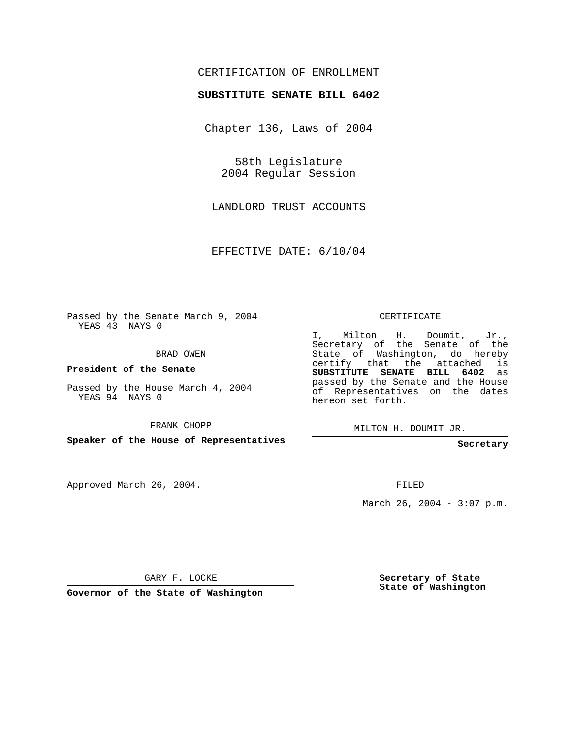CERTIFICATION OF ENROLLMENT

**SUBSTITUTE SENATE BILL 6402**

Chapter 136, Laws of 2004

58th Legislature
2004 Regular Session

LANDLORD TRUST ACCOUNTS

EFFECTIVE DATE: 6/10/04

Passed by the Senate March 9, 2004
YEAS 43 NAYS 0

BRAD OWEN

**President of the Senate**

Passed by the House March 4, 2004
YEAS 94 NAYS 0

FRANK CHOPP

**Speaker of the House of Representatives**

CERTIFICATE

I, Milton H. Doumit, Jr., Secretary of the Senate of the State of Washington, do hereby certify that the attached is **SUBSTITUTE SENATE BILL 6402** as passed by the Senate and the House of Representatives on the dates hereon set forth.

MILTON H. DOUMIT JR.

**Secretary**

Approved March 26, 2004.

FILED

March 26, 2004 - 3:07 p.m.

GARY F. LOCKE

**Governor of the State of Washington**

**Secretary of State**
**State of Washington**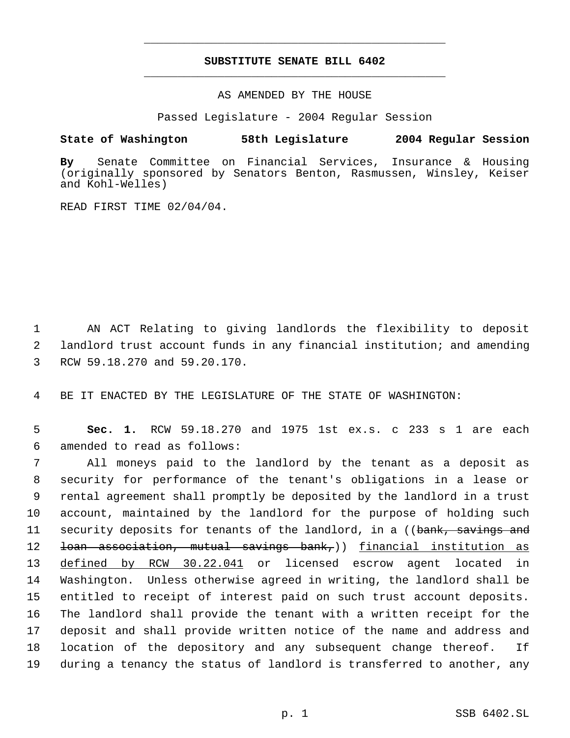# SUBSTITUTE SENATE BILL 6402

AS AMENDED BY THE HOUSE

Passed Legislature - 2004 Regular Session

**State of Washington 58th Legislature 2004 Regular Session**

**By** Senate Committee on Financial Services, Insurance & Housing (originally sponsored by Senators Benton, Rasmussen, Winsley, Keiser and Kohl-Welles)

READ FIRST TIME 02/04/04.

AN ACT Relating to giving landlords the flexibility to deposit landlord trust account funds in any financial institution; and amending RCW 59.18.270 and 59.20.170.

BE IT ENACTED BY THE LEGISLATURE OF THE STATE OF WASHINGTON:

**Sec. 1.** RCW 59.18.270 and 1975 1st ex.s. c 233 s 1 are each amended to read as follows:

All moneys paid to the landlord by the tenant as a deposit as security for performance of the tenant's obligations in a lease or rental agreement shall promptly be deposited by the landlord in a trust account, maintained by the landlord for the purpose of holding such security deposits for tenants of the landlord, in a ((~~bank, savings and loan association, mutual savings bank,~~)) <u>financial institution as defined by RCW 30.22.041</u> or licensed escrow agent located in Washington. Unless otherwise agreed in writing, the landlord shall be entitled to receipt of interest paid on such trust account deposits. The landlord shall provide the tenant with a written receipt for the deposit and shall provide written notice of the name and address and location of the depository and any subsequent change thereof. If during a tenancy the status of landlord is transferred to another, any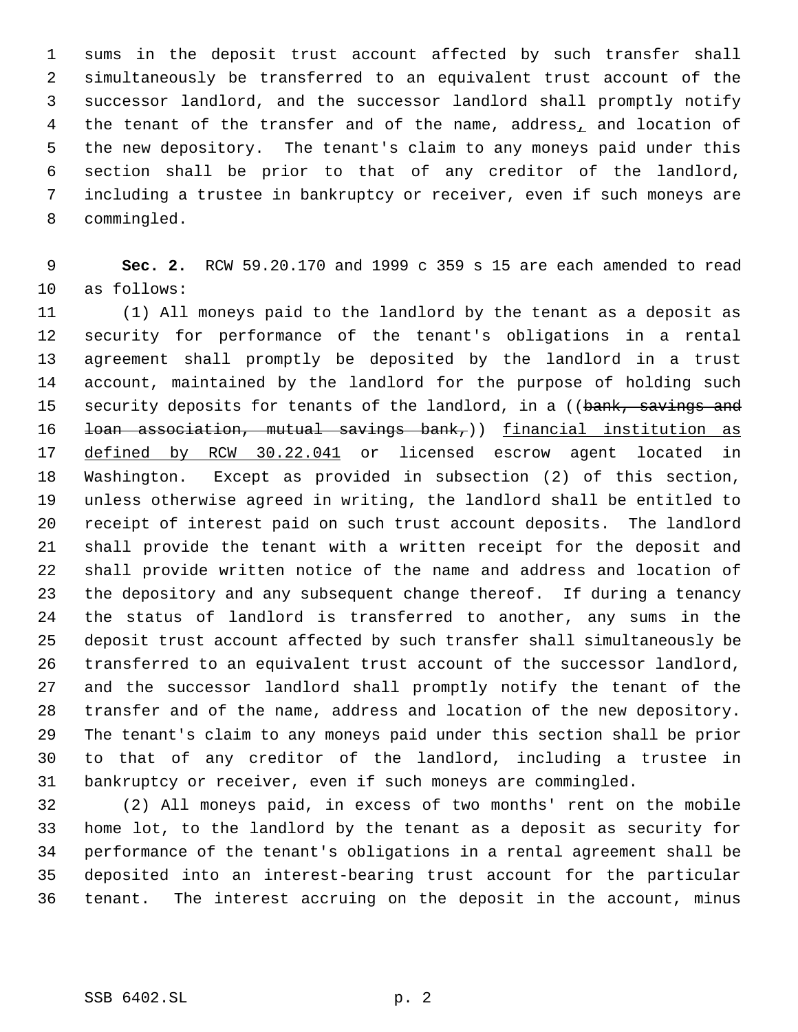sums in the deposit trust account affected by such transfer shall simultaneously be transferred to an equivalent trust account of the successor landlord, and the successor landlord shall promptly notify the tenant of the transfer and of the name, address, and location of the new depository. The tenant's claim to any moneys paid under this section shall be prior to that of any creditor of the landlord, including a trustee in bankruptcy or receiver, even if such moneys are commingled.

**Sec. 2.** RCW 59.20.170 and 1999 c 359 s 15 are each amended to read as follows:

(1) All moneys paid to the landlord by the tenant as a deposit as security for performance of the tenant's obligations in a rental agreement shall promptly be deposited by the landlord in a trust account, maintained by the landlord for the purpose of holding such security deposits for tenants of the landlord, in a ((~~bank, savings and loan association, mutual savings bank,~~)) financial institution as defined by RCW 30.22.041 or licensed escrow agent located in Washington. Except as provided in subsection (2) of this section, unless otherwise agreed in writing, the landlord shall be entitled to receipt of interest paid on such trust account deposits. The landlord shall provide the tenant with a written receipt for the deposit and shall provide written notice of the name and address and location of the depository and any subsequent change thereof. If during a tenancy the status of landlord is transferred to another, any sums in the deposit trust account affected by such transfer shall simultaneously be transferred to an equivalent trust account of the successor landlord, and the successor landlord shall promptly notify the tenant of the transfer and of the name, address and location of the new depository. The tenant's claim to any moneys paid under this section shall be prior to that of any creditor of the landlord, including a trustee in bankruptcy or receiver, even if such moneys are commingled.

(2) All moneys paid, in excess of two months' rent on the mobile home lot, to the landlord by the tenant as a deposit as security for performance of the tenant's obligations in a rental agreement shall be deposited into an interest-bearing trust account for the particular tenant. The interest accruing on the deposit in the account, minus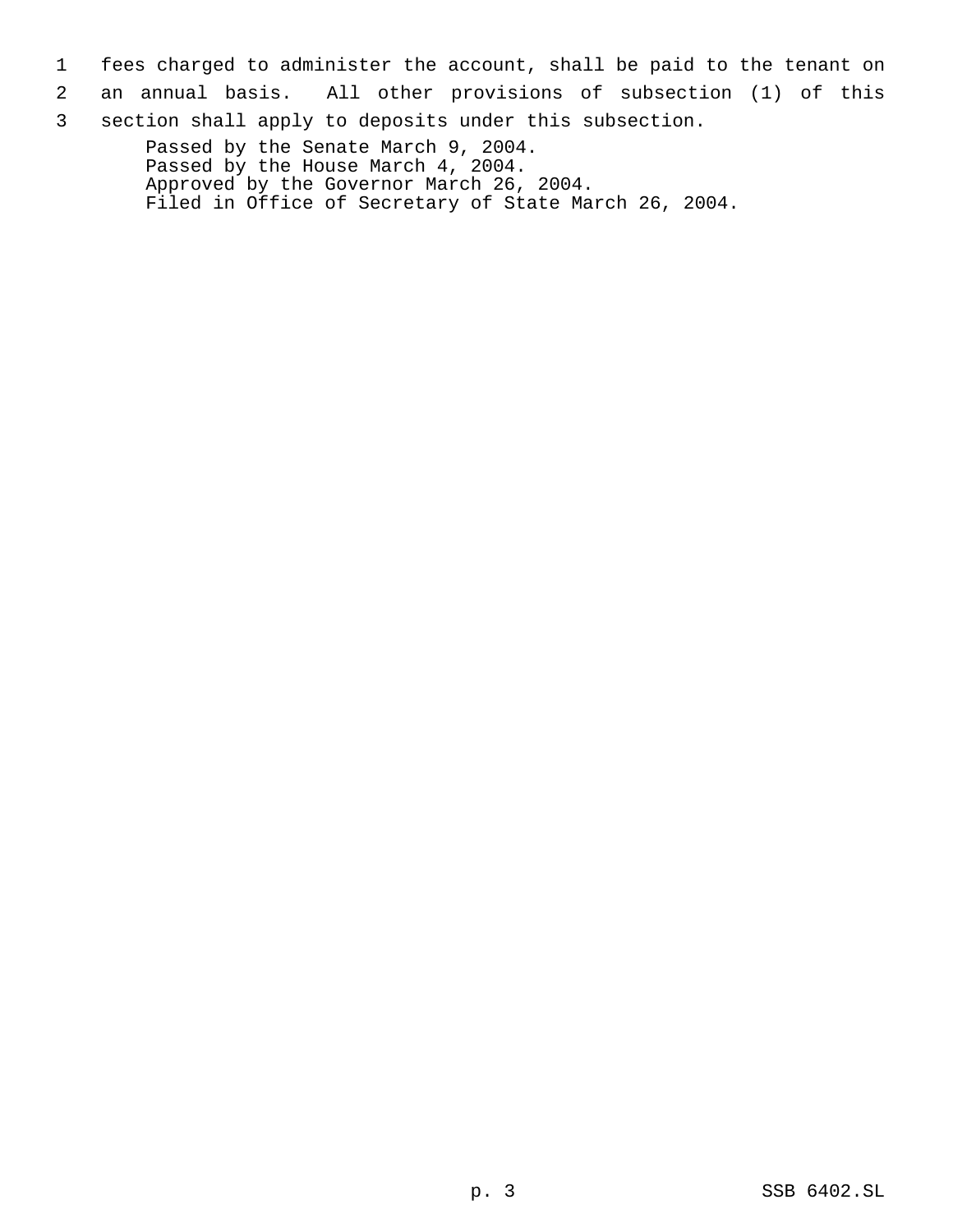fees charged to administer the account, shall be paid to the tenant on an annual basis. All other provisions of subsection (1) of this section shall apply to deposits under this subsection.

Passed by the Senate March 9, 2004.
Passed by the House March 4, 2004.
Approved by the Governor March 26, 2004.
Filed in Office of Secretary of State March 26, 2004.